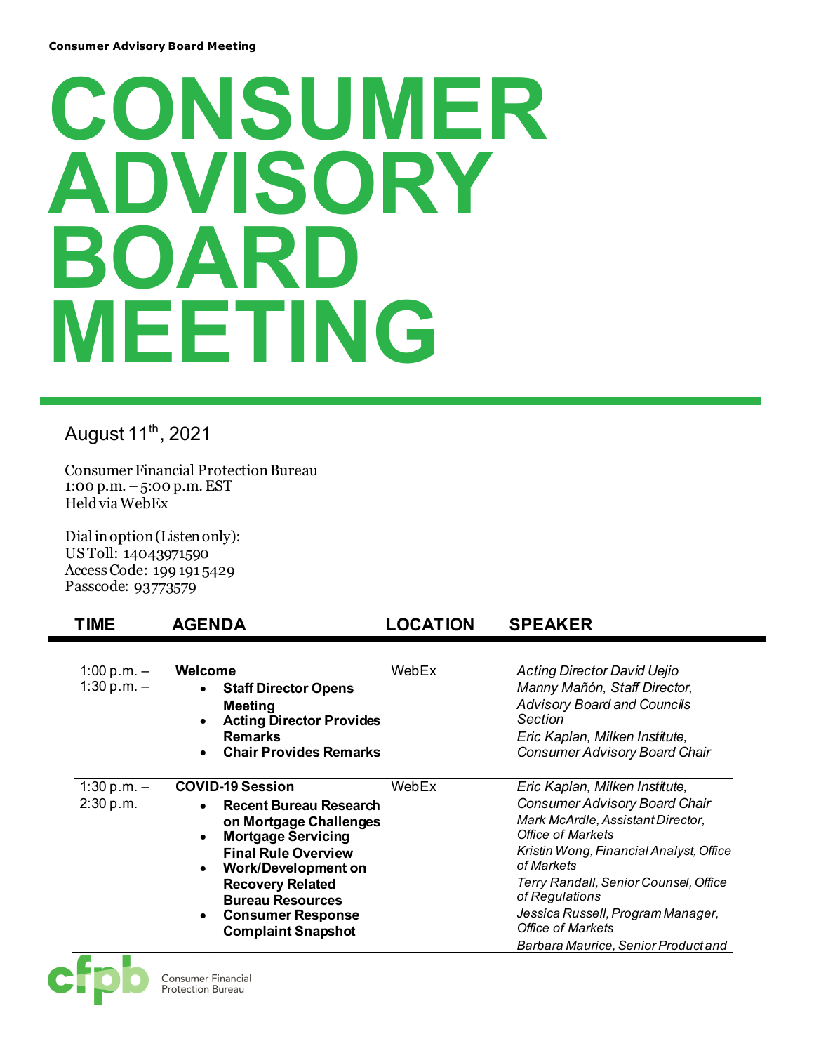**Consumer Advisory Board Meeting**

# CONSUMER ADVISORY BOARD MEETING

August 11th, 2021

Consumer Financial Protection Bureau
1:00 p.m. – 5:00 p.m. EST
Held via WebEx

Dial in option (Listen only):
US Toll: 14043971590
Access Code: 199 191 5429
Passcode: 93773579

| TIME | AGENDA | LOCATION | SPEAKER |
|---|---|---|---|
| 1:00 p.m. – 1:30 p.m. – | **Welcome**<br>• **Staff Director Opens Meeting**<br>• **Acting Director Provides Remarks**<br>• **Chair Provides Remarks** | WebEx | *Acting Director David Uejio*<br>*Manny Mañón, Staff Director, Advisory Board and Councils Section*<br>*Eric Kaplan, Milken Institute, Consumer Advisory Board Chair* |
| 1:30 p.m. – 2:30 p.m. | **COVID-19 Session**<br>• **Recent Bureau Research on Mortgage Challenges**<br>• **Mortgage Servicing Final Rule Overview**<br>• **Work/Development on Recovery Related Bureau Resources**<br>• **Consumer Response Complaint Snapshot** | WebEx | *Eric Kaplan, Milken Institute, Consumer Advisory Board Chair*<br>*Mark McArdle, Assistant Director, Office of Markets*<br>*Kristin Wong, Financial Analyst, Office of Markets*<br>*Terry Randall, Senior Counsel, Office of Regulations*<br>*Jessica Russell, Program Manager, Office of Markets*<br>*Barbara Maurice, Senior Product and* |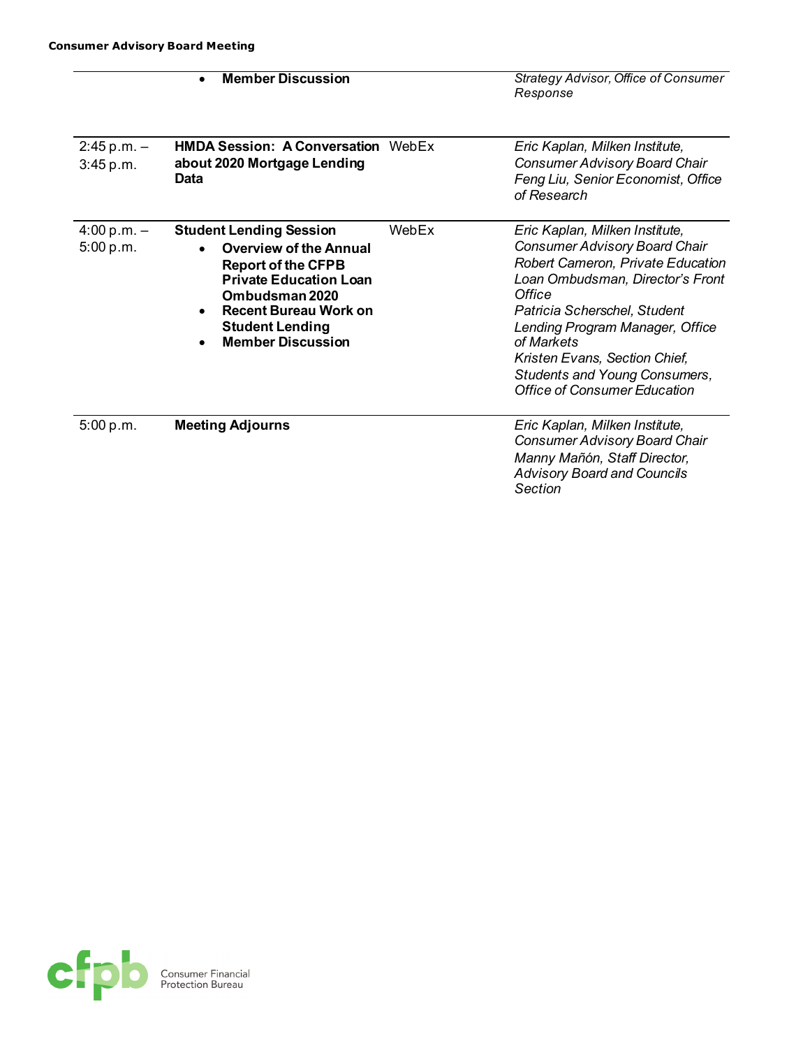| | | | |
|---|---|---|---|
| | • **Member Discussion** | | *Strategy Advisor, Office of Consumer Response* |
| 2:45 p.m. – 3:45 p.m. | **HMDA Session: A Conversation about 2020 Mortgage Lending Data** | WebEx | *Eric Kaplan, Milken Institute, Consumer Advisory Board Chair*<br>*Feng Liu, Senior Economist, Office of Research* |
| 4:00 p.m. – 5:00 p.m. | **Student Lending Session**<br>• **Overview of the Annual Report of the CFPB Private Education Loan Ombudsman 2020**<br>• **Recent Bureau Work on Student Lending**<br>• **Member Discussion** | WebEx | *Eric Kaplan, Milken Institute, Consumer Advisory Board Chair*<br>*Robert Cameron, Private Education Loan Ombudsman, Director's Front Office*<br>*Patricia Scherschel, Student Lending Program Manager, Office of Markets*<br>*Kristen Evans, Section Chief, Students and Young Consumers, Office of Consumer Education* |
| 5:00 p.m. | **Meeting Adjourns** | | *Eric Kaplan, Milken Institute, Consumer Advisory Board Chair*<br>*Manny Mañón, Staff Director, Advisory Board and Councils Section* |